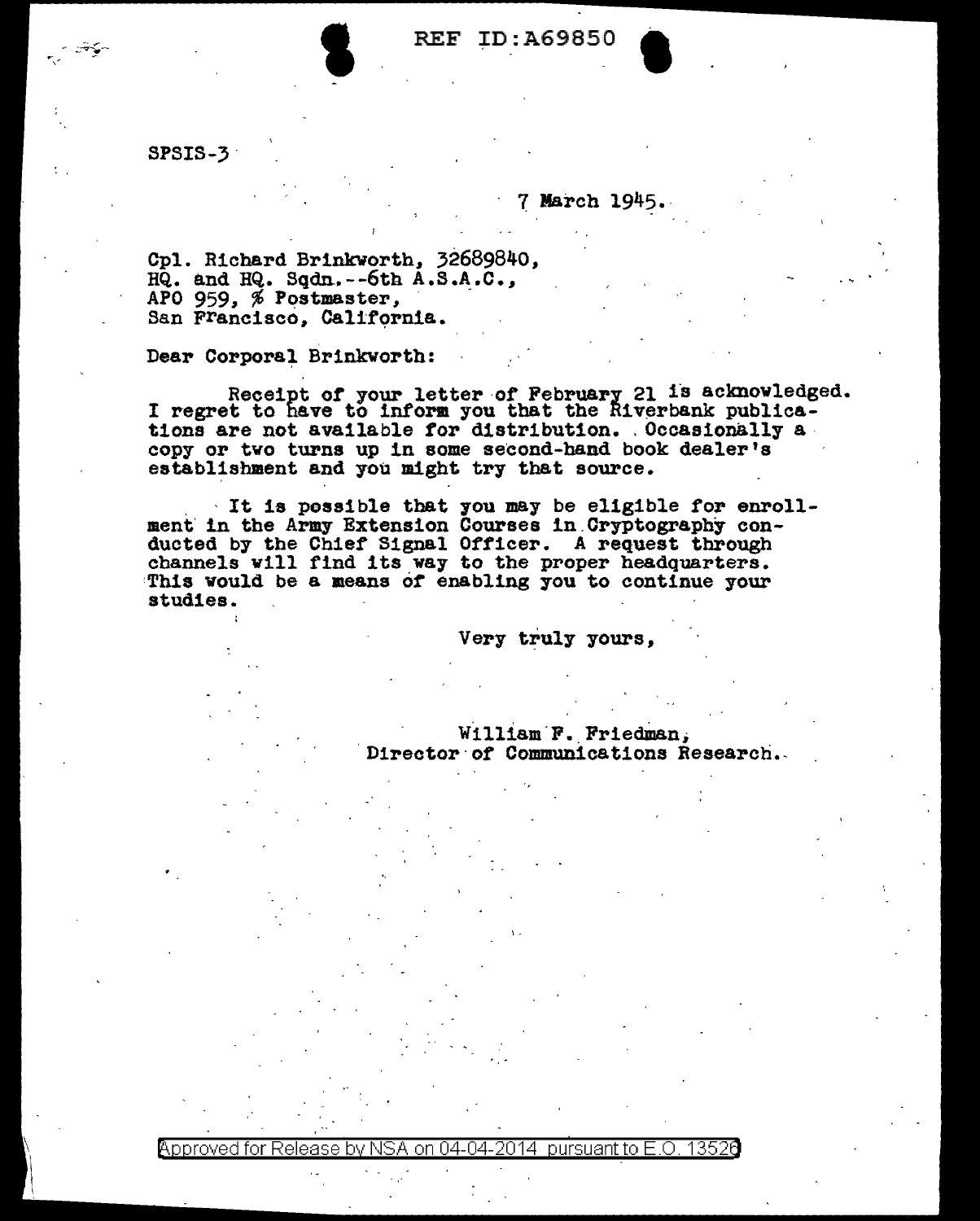REF ID:A69850

SPSIS-3

7 March 1945.

Cpl. Richard Brinkworth, 32689840,
HQ. and HQ. Sqdn.--6th A.S.A.C.,
APO 959, % Postmaster,
San Francisco, California.

Dear Corporal Brinkworth:

Receipt of your letter of February 21 is acknowledged. I regret to have to inform you that the Riverbank publications are not available for distribution. Occasionally a copy or two turns up in some second-hand book dealer's establishment and you might try that source.

It is possible that you may be eligible for enrollment in the Army Extension Courses in Cryptography conducted by the Chief Signal Officer. A request through channels will find its way to the proper headquarters. This would be a means of enabling you to continue your studies.

Very truly yours,

William F. Friedman,
Director of Communications Research.

Approved for Release by NSA on 04-04-2014 pursuant to E.O. 13526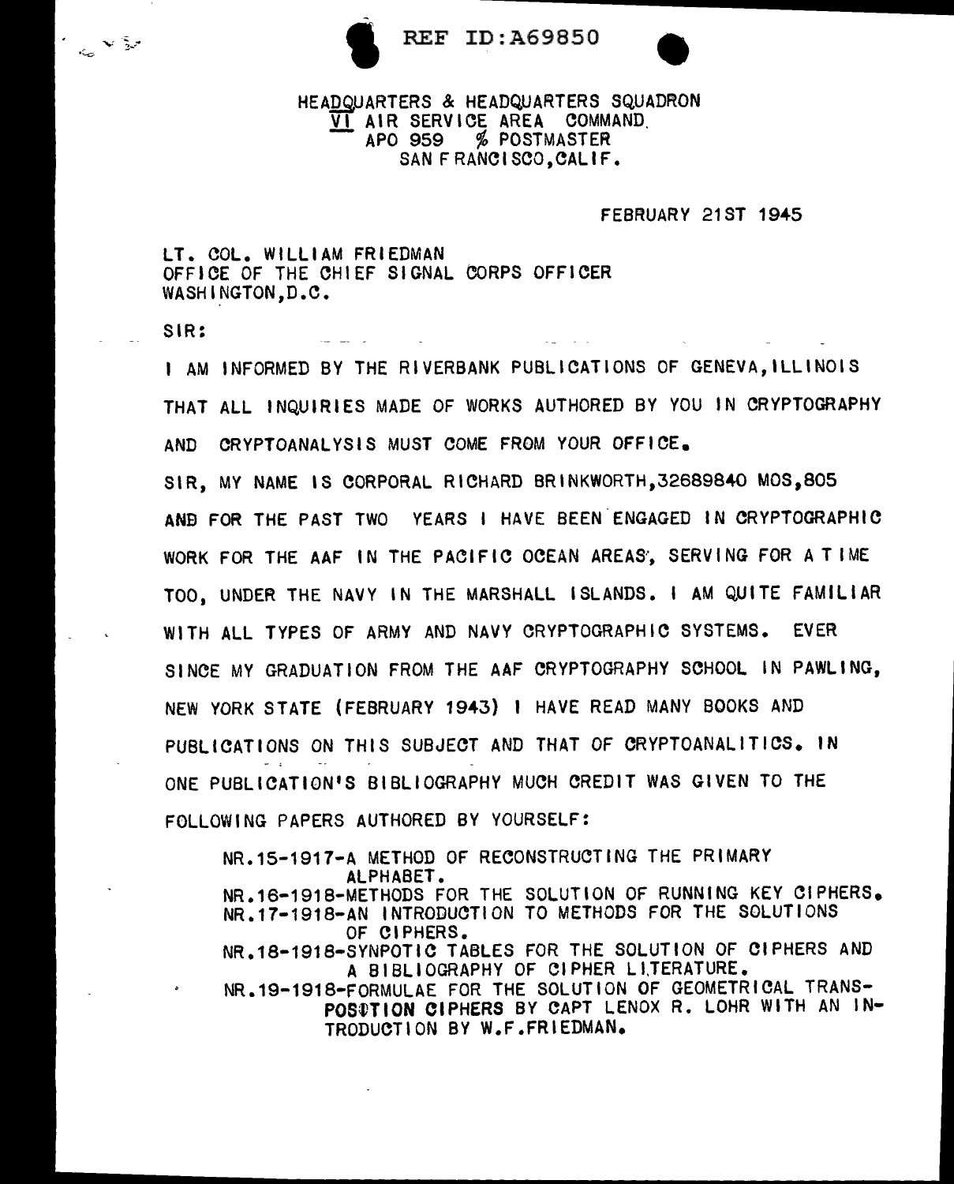REF ID:A69850

HEADQUARTERS & HEADQUARTERS SQUADRON
VI AIR SERVICE AREA COMMAND.
APO 959 % POSTMASTER
SAN FRANCISCO, CALIF.

FEBRUARY 21ST 1945

LT. COL. WILLIAM FRIEDMAN
OFFICE OF THE CHIEF SIGNAL CORPS OFFICER
WASHINGTON, D.C.

SIR:

I AM INFORMED BY THE RIVERBANK PUBLICATIONS OF GENEVA, ILLINOIS THAT ALL INQUIRIES MADE OF WORKS AUTHORED BY YOU IN CRYPTOGRAPHY AND CRYPTOANALYSIS MUST COME FROM YOUR OFFICE.

SIR, MY NAME IS CORPORAL RICHARD BRINKWORTH, 32689840 MOS, 805 AND FOR THE PAST TWO YEARS I HAVE BEEN ENGAGED IN CRYPTOGRAPHIC WORK FOR THE AAF IN THE PACIFIC OCEAN AREAS, SERVING FOR A TIME TOO, UNDER THE NAVY IN THE MARSHALL ISLANDS. I AM QUITE FAMILIAR WITH ALL TYPES OF ARMY AND NAVY CRYPTOGRAPHIC SYSTEMS. EVER SINCE MY GRADUATION FROM THE AAF CRYPTOGRAPHY SCHOOL IN PAWLING, NEW YORK STATE (FEBRUARY 1943) I HAVE READ MANY BOOKS AND PUBLICATIONS ON THIS SUBJECT AND THAT OF CRYPTOANALITICS. IN ONE PUBLICATION'S BIBLIOGRAPHY MUCH CREDIT WAS GIVEN TO THE FOLLOWING PAPERS AUTHORED BY YOURSELF:

NR.15-1917-A METHOD OF RECONSTRUCTING THE PRIMARY ALPHABET.
NR.16-1918-METHODS FOR THE SOLUTION OF RUNNING KEY CIPHERS.
NR.17-1918-AN INTRODUCTION TO METHODS FOR THE SOLUTIONS OF CIPHERS.
NR.18-1918-SYNPOTIC TABLES FOR THE SOLUTION OF CIPHERS AND A BIBLIOGRAPHY OF CIPHER LITERATURE.
NR.19-1918-FORMULAE FOR THE SOLUTION OF GEOMETRICAL TRANSPOSITION CIPHERS BY CAPT LENOX R. LOHR WITH AN INTRODUCTION BY W.F.FRIEDMAN.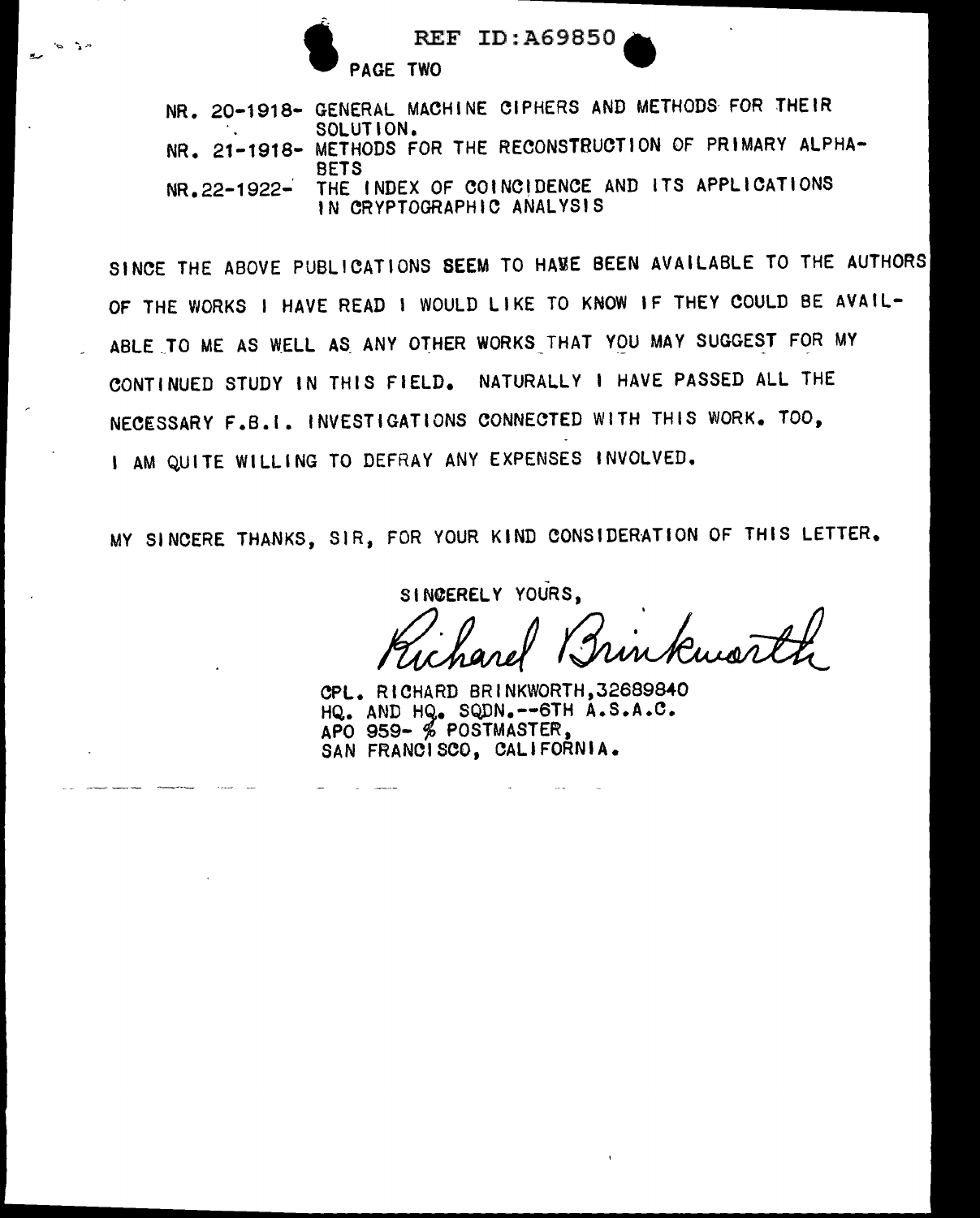NR. 20-1918- GENERAL MACHINE CIPHERS AND METHODS FOR THEIR SOLUTION.

NR. 21-1918- METHODS FOR THE RECONSTRUCTION OF PRIMARY ALPHABETS

NR.22-1922- THE INDEX OF COINCIDENCE AND ITS APPLICATIONS IN CRYPTOGRAPHIC ANALYSIS

SINCE THE ABOVE PUBLICATIONS SEEM TO HAVE BEEN AVAILABLE TO THE AUTHORS OF THE WORKS I HAVE READ I WOULD LIKE TO KNOW IF THEY COULD BE AVAILABLE TO ME AS WELL AS ANY OTHER WORKS THAT YOU MAY SUGGEST FOR MY CONTINUED STUDY IN THIS FIELD. NATURALLY I HAVE PASSED ALL THE NECESSARY F.B.I. INVESTIGATIONS CONNECTED WITH THIS WORK. TOO, I AM QUITE WILLING TO DEFRAY ANY EXPENSES INVOLVED.

MY SINCERE THANKS, SIR, FOR YOUR KIND CONSIDERATION OF THIS LETTER.

SINCERELY YOURS,

Richard Brinkworth

CPL. RICHARD BRINKWORTH,32689840
HQ. AND HQ. SQDN.--6TH A.S.A.C.
APO 959- % POSTMASTER,
SAN FRANCISCO, CALIFORNIA.